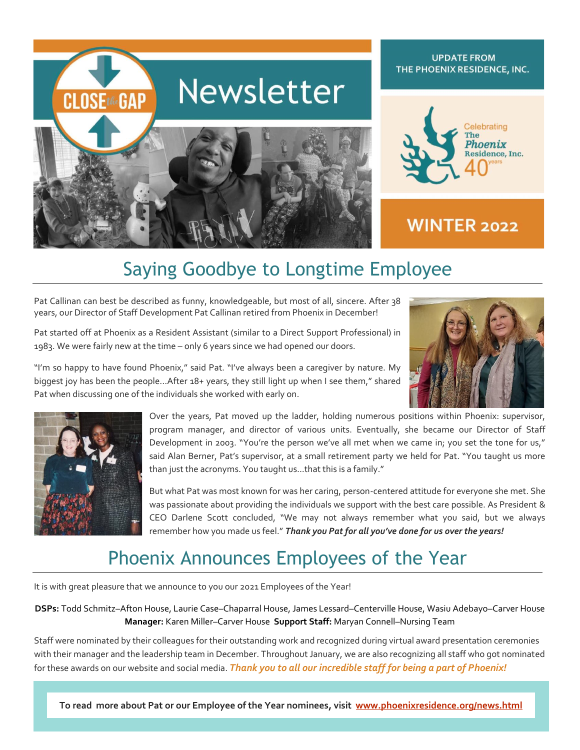# Newsletter

CLOSE the GAP

UPDATE FROM THE PHOENIX RESIDENCE, INC.

Celebrating The Phoenix Residence, Inc. 40 years

WINTER 2022

## Saying Goodbye to Longtime Employee

Pat Callinan can best be described as funny, knowledgeable, but most of all, sincere. After 38 years, our Director of Staff Development Pat Callinan retired from Phoenix in December!

Pat started off at Phoenix as a Resident Assistant (similar to a Direct Support Professional) in 1983. We were fairly new at the time – only 6 years since we had opened our doors.

"I'm so happy to have found Phoenix," said Pat. "I've always been a caregiver by nature. My biggest joy has been the people…After 18+ years, they still light up when I see them," shared Pat when discussing one of the individuals she worked with early on.

Over the years, Pat moved up the ladder, holding numerous positions within Phoenix: supervisor, program manager, and director of various units. Eventually, she became our Director of Staff Development in 2003. "You're the person we've all met when we came in; you set the tone for us," said Alan Berner, Pat's supervisor, at a small retirement party we held for Pat. "You taught us more than just the acronyms. You taught us…that this is a family."

But what Pat was most known for was her caring, person-centered attitude for everyone she met. She was passionate about providing the individuals we support with the best care possible. As President & CEO Darlene Scott concluded, "We may not always remember what you said, but we always remember how you made us feel." ***Thank you Pat for all you've done for us over the years!***

## Phoenix Announces Employees of the Year

It is with great pleasure that we announce to you our 2021 Employees of the Year!

**DSPs:** Todd Schmitz–Afton House, Laurie Case–Chaparral House, James Lessard–Centerville House, Wasiu Adebayo–Carver House
**Manager:** Karen Miller–Carver House **Support Staff:** Maryan Connell–Nursing Team

Staff were nominated by their colleagues for their outstanding work and recognized during virtual award presentation ceremonies with their manager and the leadership team in December. Throughout January, we are also recognizing all staff who got nominated for these awards on our website and social media. ***Thank you to all our incredible staff for being a part of Phoenix!***

**To read more about Pat or our Employee of the Year nominees, visit [www.phoenixresidence.org/news.html](http://www.phoenixresidence.org/news.html)**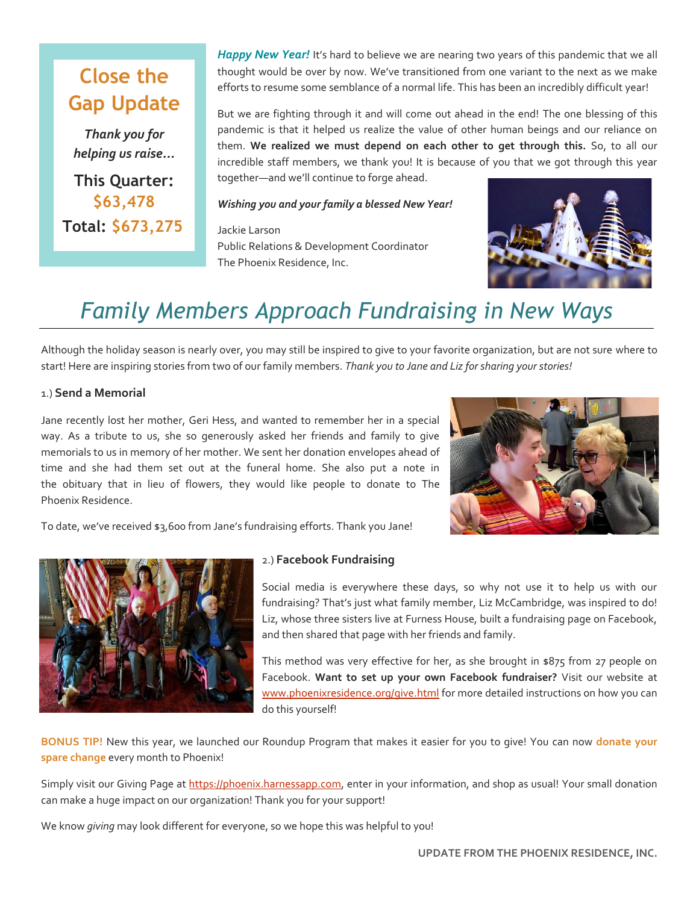## Close the Gap Update

*Thank you for helping us raise…*

**This Quarter:** **$63,478**

**Total:** **$673,275**

***Happy New Year!*** It's hard to believe we are nearing two years of this pandemic that we all thought would be over by now. We've transitioned from one variant to the next as we make efforts to resume some semblance of a normal life. This has been an incredibly difficult year!

But we are fighting through it and will come out ahead in the end! The one blessing of this pandemic is that it helped us realize the value of other human beings and our reliance on them. **We realized we must depend on each other to get through this.** So, to all our incredible staff members, we thank you! It is because of you that we got through this year together—and we'll continue to forge ahead.

***Wishing you and your family a blessed New Year!***

Jackie Larson
Public Relations & Development Coordinator
The Phoenix Residence, Inc.

# *Family Members Approach Fundraising in New Ways*

Although the holiday season is nearly over, you may still be inspired to give to your favorite organization, but are not sure where to start! Here are inspiring stories from two of our family members. *Thank you to Jane and Liz for sharing your stories!*

1.) **Send a Memorial**

Jane recently lost her mother, Geri Hess, and wanted to remember her in a special way. As a tribute to us, she so generously asked her friends and family to give memorials to us in memory of her mother. We sent her donation envelopes ahead of time and she had them set out at the funeral home. She also put a note in the obituary that in lieu of flowers, they would like people to donate to The Phoenix Residence.

To date, we've received $3,600 from Jane's fundraising efforts. Thank you Jane!

2.) **Facebook Fundraising**

Social media is everywhere these days, so why not use it to help us with our fundraising? That's just what family member, Liz McCambridge, was inspired to do! Liz, whose three sisters live at Furness House, built a fundraising page on Facebook, and then shared that page with her friends and family.

This method was very effective for her, as she brought in $875 from 27 people on Facebook. **Want to set up your own Facebook fundraiser?** Visit our website at www.phoenixresidence.org/give.html for more detailed instructions on how you can do this yourself!

**BONUS TIP!** New this year, we launched our Roundup Program that makes it easier for you to give! You can now **donate your spare change** every month to Phoenix!

Simply visit our Giving Page at https://phoenix.harnessapp.com, enter in your information, and shop as usual! Your small donation can make a huge impact on our organization! Thank you for your support!

We know *giving* may look different for everyone, so we hope this was helpful to you!